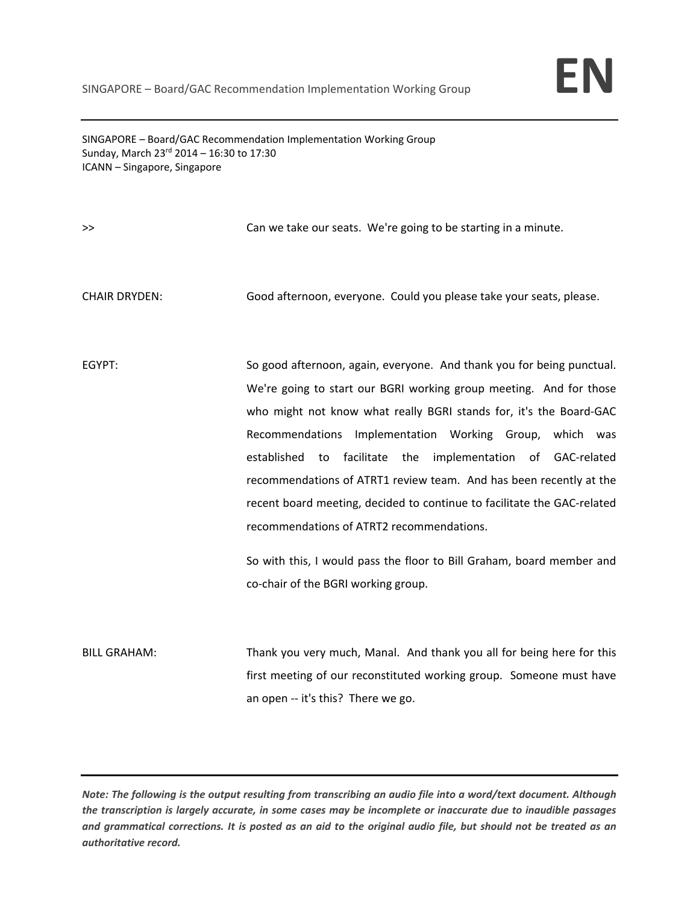SINGAPORE – Board/GAC Recommendation Implementation Working Group
Sunday, March 23rd 2014 – 16:30 to 17:30
ICANN – Singapore, Singapore

>> Can we take our seats. We're going to be starting in a minute.

CHAIR DRYDEN: Good afternoon, everyone. Could you please take your seats, please.

EGYPT: So good afternoon, again, everyone. And thank you for being punctual. We're going to start our BGRI working group meeting. And for those who might not know what really BGRI stands for, it's the Board-GAC Recommendations Implementation Working Group, which was established to facilitate the implementation of GAC-related recommendations of ATRT1 review team. And has been recently at the recent board meeting, decided to continue to facilitate the GAC-related recommendations of ATRT2 recommendations.

So with this, I would pass the floor to Bill Graham, board member and co-chair of the BGRI working group.

BILL GRAHAM: Thank you very much, Manal. And thank you all for being here for this first meeting of our reconstituted working group. Someone must have an open -- it's this? There we go.

***Note: The following is the output resulting from transcribing an audio file into a word/text document. Although the transcription is largely accurate, in some cases may be incomplete or inaccurate due to inaudible passages and grammatical corrections. It is posted as an aid to the original audio file, but should not be treated as an authoritative record.***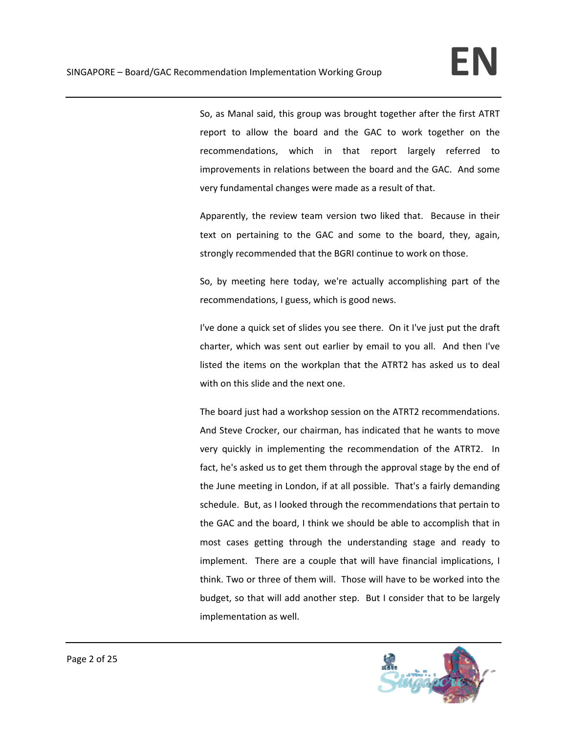So, as Manal said, this group was brought together after the first ATRT report to allow the board and the GAC to work together on the recommendations, which in that report largely referred to improvements in relations between the board and the GAC. And some very fundamental changes were made as a result of that.

Apparently, the review team version two liked that. Because in their text on pertaining to the GAC and some to the board, they, again, strongly recommended that the BGRI continue to work on those.

So, by meeting here today, we're actually accomplishing part of the recommendations, I guess, which is good news.

I've done a quick set of slides you see there. On it I've just put the draft charter, which was sent out earlier by email to you all. And then I've listed the items on the workplan that the ATRT2 has asked us to deal with on this slide and the next one.

The board just had a workshop session on the ATRT2 recommendations. And Steve Crocker, our chairman, has indicated that he wants to move very quickly in implementing the recommendation of the ATRT2. In fact, he's asked us to get them through the approval stage by the end of the June meeting in London, if at all possible. That's a fairly demanding schedule. But, as I looked through the recommendations that pertain to the GAC and the board, I think we should be able to accomplish that in most cases getting through the understanding stage and ready to implement. There are a couple that will have financial implications, I think. Two or three of them will. Those will have to be worked into the budget, so that will add another step. But I consider that to be largely implementation as well.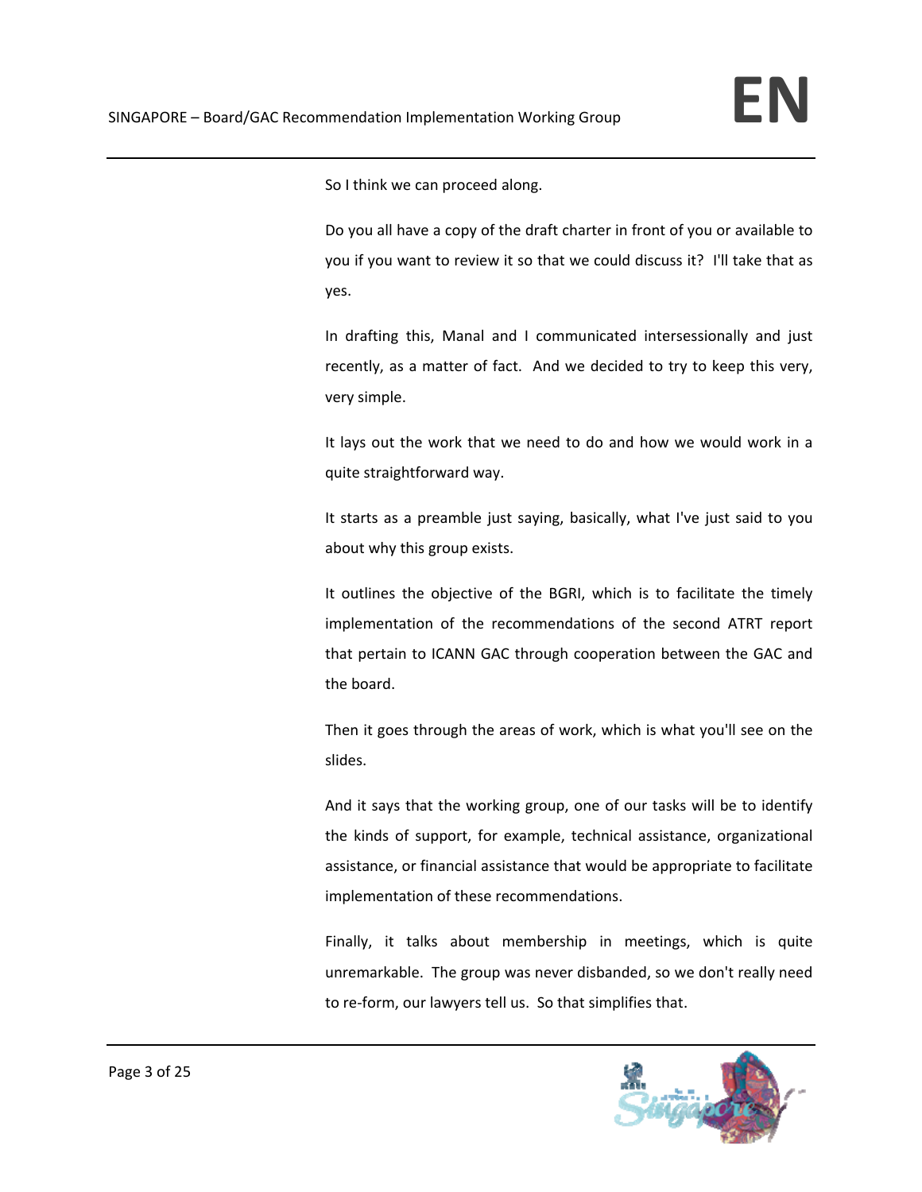So I think we can proceed along.

Do you all have a copy of the draft charter in front of you or available to you if you want to review it so that we could discuss it? I'll take that as yes.

In drafting this, Manal and I communicated intersessionally and just recently, as a matter of fact. And we decided to try to keep this very, very simple.

It lays out the work that we need to do and how we would work in a quite straightforward way.

It starts as a preamble just saying, basically, what I've just said to you about why this group exists.

It outlines the objective of the BGRI, which is to facilitate the timely implementation of the recommendations of the second ATRT report that pertain to ICANN GAC through cooperation between the GAC and the board.

Then it goes through the areas of work, which is what you'll see on the slides.

And it says that the working group, one of our tasks will be to identify the kinds of support, for example, technical assistance, organizational assistance, or financial assistance that would be appropriate to facilitate implementation of these recommendations.

Finally, it talks about membership in meetings, which is quite unremarkable. The group was never disbanded, so we don't really need to re-form, our lawyers tell us. So that simplifies that.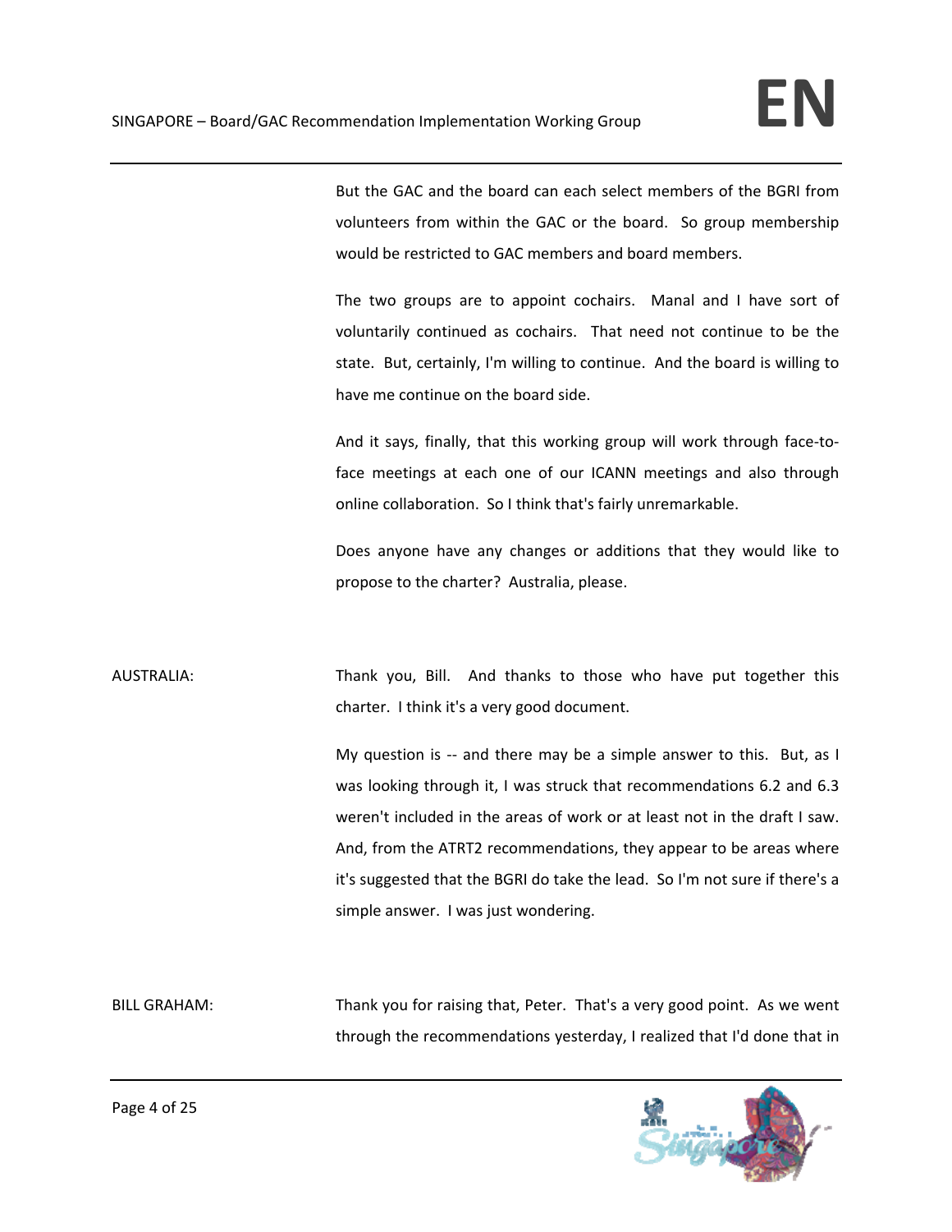But the GAC and the board can each select members of the BGRI from volunteers from within the GAC or the board. So group membership would be restricted to GAC members and board members.

The two groups are to appoint cochairs. Manal and I have sort of voluntarily continued as cochairs. That need not continue to be the state. But, certainly, I'm willing to continue. And the board is willing to have me continue on the board side.

And it says, finally, that this working group will work through face-to-face meetings at each one of our ICANN meetings and also through online collaboration. So I think that's fairly unremarkable.

Does anyone have any changes or additions that they would like to propose to the charter? Australia, please.

AUSTRALIA: Thank you, Bill. And thanks to those who have put together this charter. I think it's a very good document.

My question is -- and there may be a simple answer to this. But, as I was looking through it, I was struck that recommendations 6.2 and 6.3 weren't included in the areas of work or at least not in the draft I saw. And, from the ATRT2 recommendations, they appear to be areas where it's suggested that the BGRI do take the lead. So I'm not sure if there's a simple answer. I was just wondering.

BILL GRAHAM: Thank you for raising that, Peter. That's a very good point. As we went through the recommendations yesterday, I realized that I'd done that in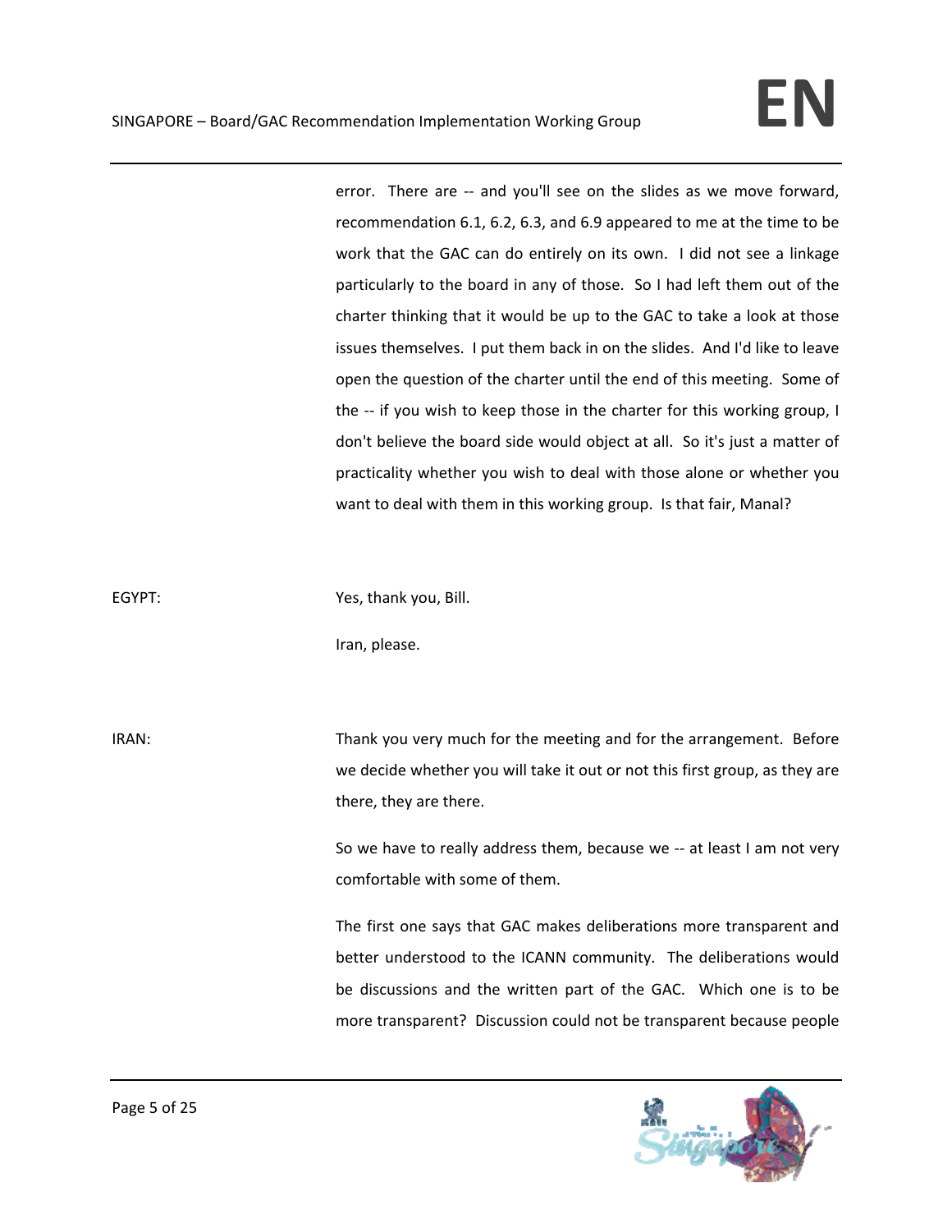error. There are -- and you'll see on the slides as we move forward, recommendation 6.1, 6.2, 6.3, and 6.9 appeared to me at the time to be work that the GAC can do entirely on its own. I did not see a linkage particularly to the board in any of those. So I had left them out of the charter thinking that it would be up to the GAC to take a look at those issues themselves. I put them back in on the slides. And I'd like to leave open the question of the charter until the end of this meeting. Some of the -- if you wish to keep those in the charter for this working group, I don't believe the board side would object at all. So it's just a matter of practicality whether you wish to deal with those alone or whether you want to deal with them in this working group. Is that fair, Manal?

EGYPT: Yes, thank you, Bill.

Iran, please.

IRAN: Thank you very much for the meeting and for the arrangement. Before we decide whether you will take it out or not this first group, as they are there, they are there.

So we have to really address them, because we -- at least I am not very comfortable with some of them.

The first one says that GAC makes deliberations more transparent and better understood to the ICANN community. The deliberations would be discussions and the written part of the GAC. Which one is to be more transparent? Discussion could not be transparent because people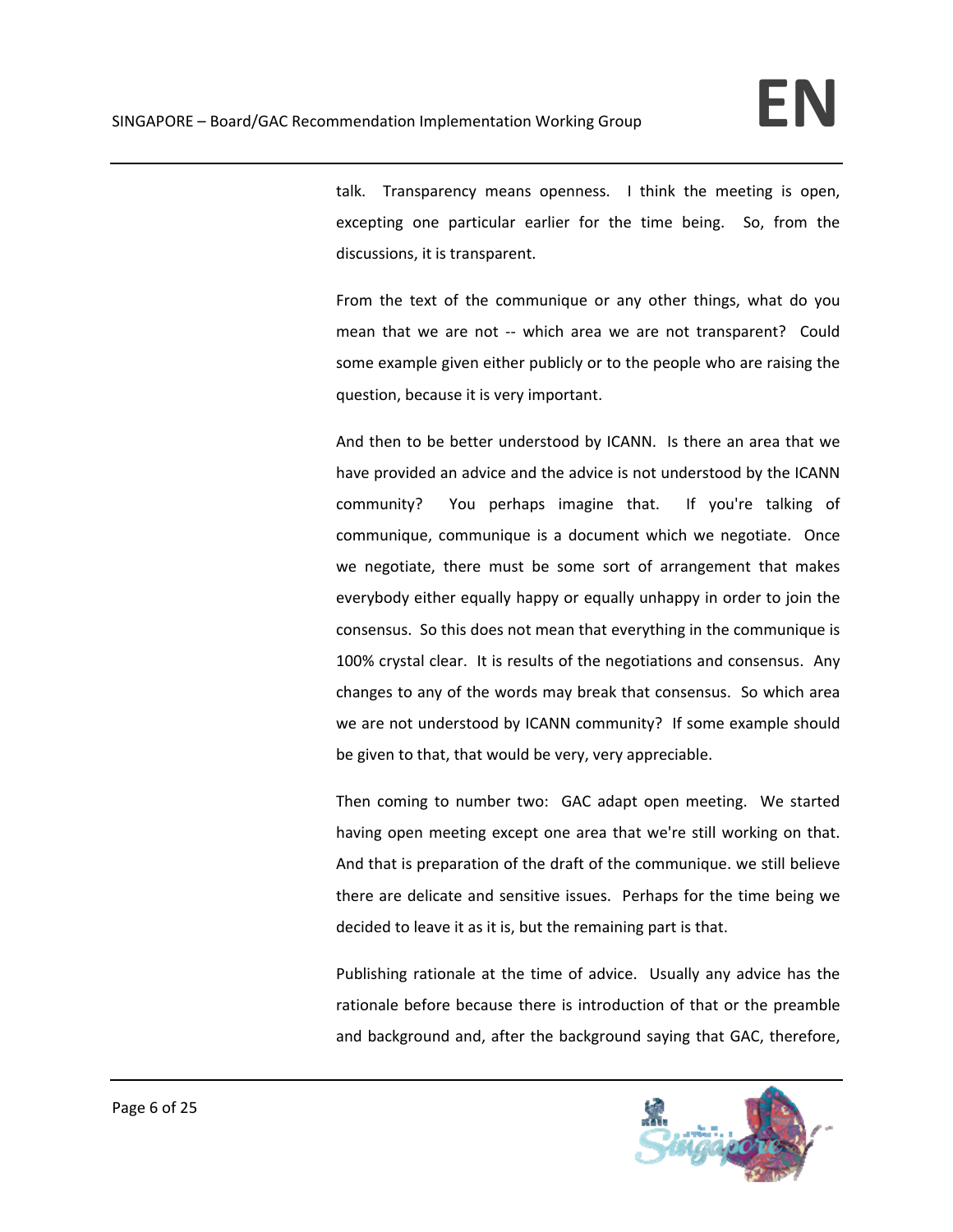talk. Transparency means openness. I think the meeting is open, excepting one particular earlier for the time being. So, from the discussions, it is transparent.

From the text of the communique or any other things, what do you mean that we are not -- which area we are not transparent? Could some example given either publicly or to the people who are raising the question, because it is very important.

And then to be better understood by ICANN. Is there an area that we have provided an advice and the advice is not understood by the ICANN community? You perhaps imagine that. If you're talking of communique, communique is a document which we negotiate. Once we negotiate, there must be some sort of arrangement that makes everybody either equally happy or equally unhappy in order to join the consensus. So this does not mean that everything in the communique is 100% crystal clear. It is results of the negotiations and consensus. Any changes to any of the words may break that consensus. So which area we are not understood by ICANN community? If some example should be given to that, that would be very, very appreciable.

Then coming to number two: GAC adapt open meeting. We started having open meeting except one area that we're still working on that. And that is preparation of the draft of the communique. we still believe there are delicate and sensitive issues. Perhaps for the time being we decided to leave it as it is, but the remaining part is that.

Publishing rationale at the time of advice. Usually any advice has the rationale before because there is introduction of that or the preamble and background and, after the background saying that GAC, therefore,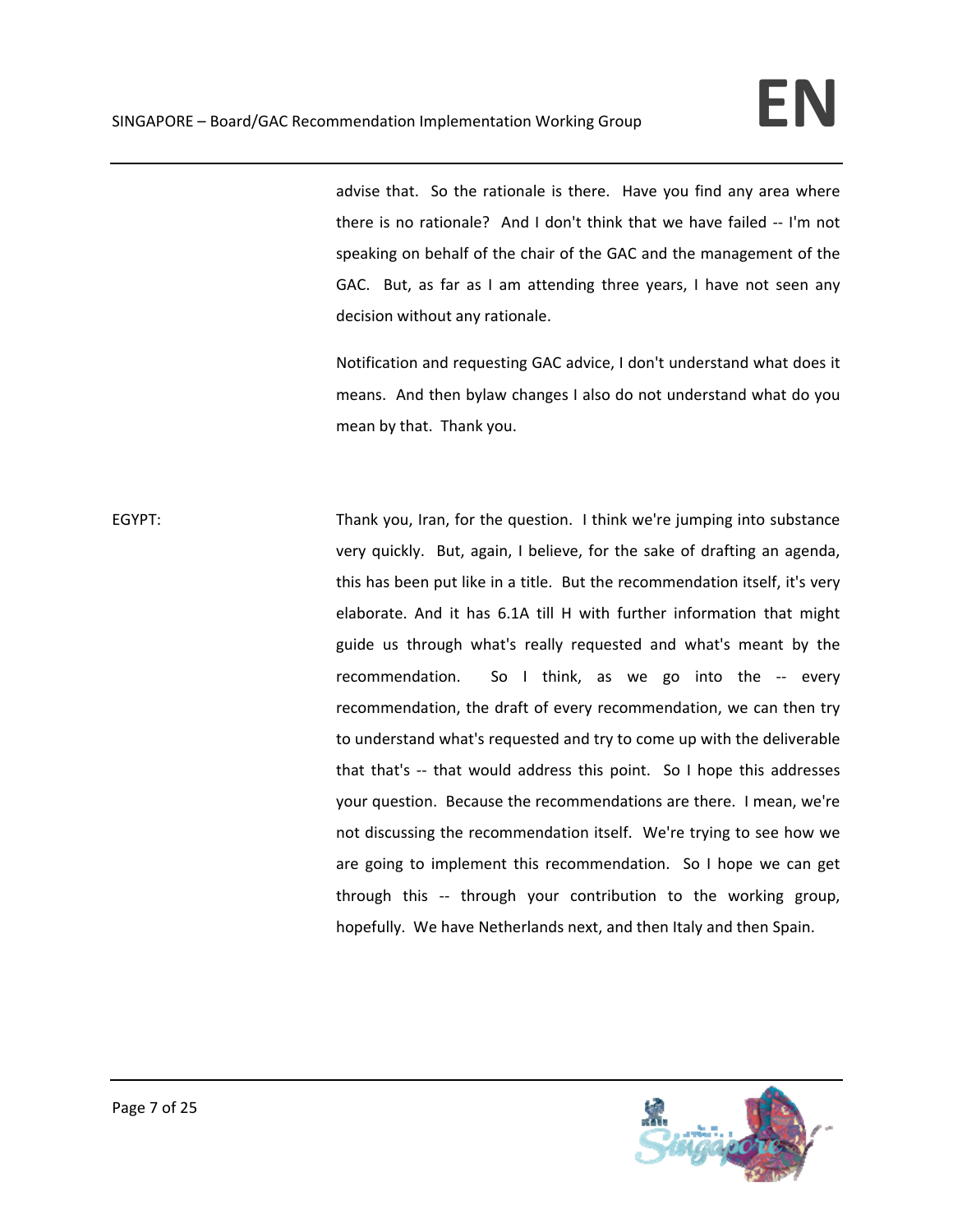advise that. So the rationale is there. Have you find any area where there is no rationale? And I don't think that we have failed -- I'm not speaking on behalf of the chair of the GAC and the management of the GAC. But, as far as I am attending three years, I have not seen any decision without any rationale.

Notification and requesting GAC advice, I don't understand what does it means. And then bylaw changes I also do not understand what do you mean by that. Thank you.

EGYPT: Thank you, Iran, for the question. I think we're jumping into substance very quickly. But, again, I believe, for the sake of drafting an agenda, this has been put like in a title. But the recommendation itself, it's very elaborate. And it has 6.1A till H with further information that might guide us through what's really requested and what's meant by the recommendation. So I think, as we go into the -- every recommendation, the draft of every recommendation, we can then try to understand what's requested and try to come up with the deliverable that that's -- that would address this point. So I hope this addresses your question. Because the recommendations are there. I mean, we're not discussing the recommendation itself. We're trying to see how we are going to implement this recommendation. So I hope we can get through this -- through your contribution to the working group, hopefully. We have Netherlands next, and then Italy and then Spain.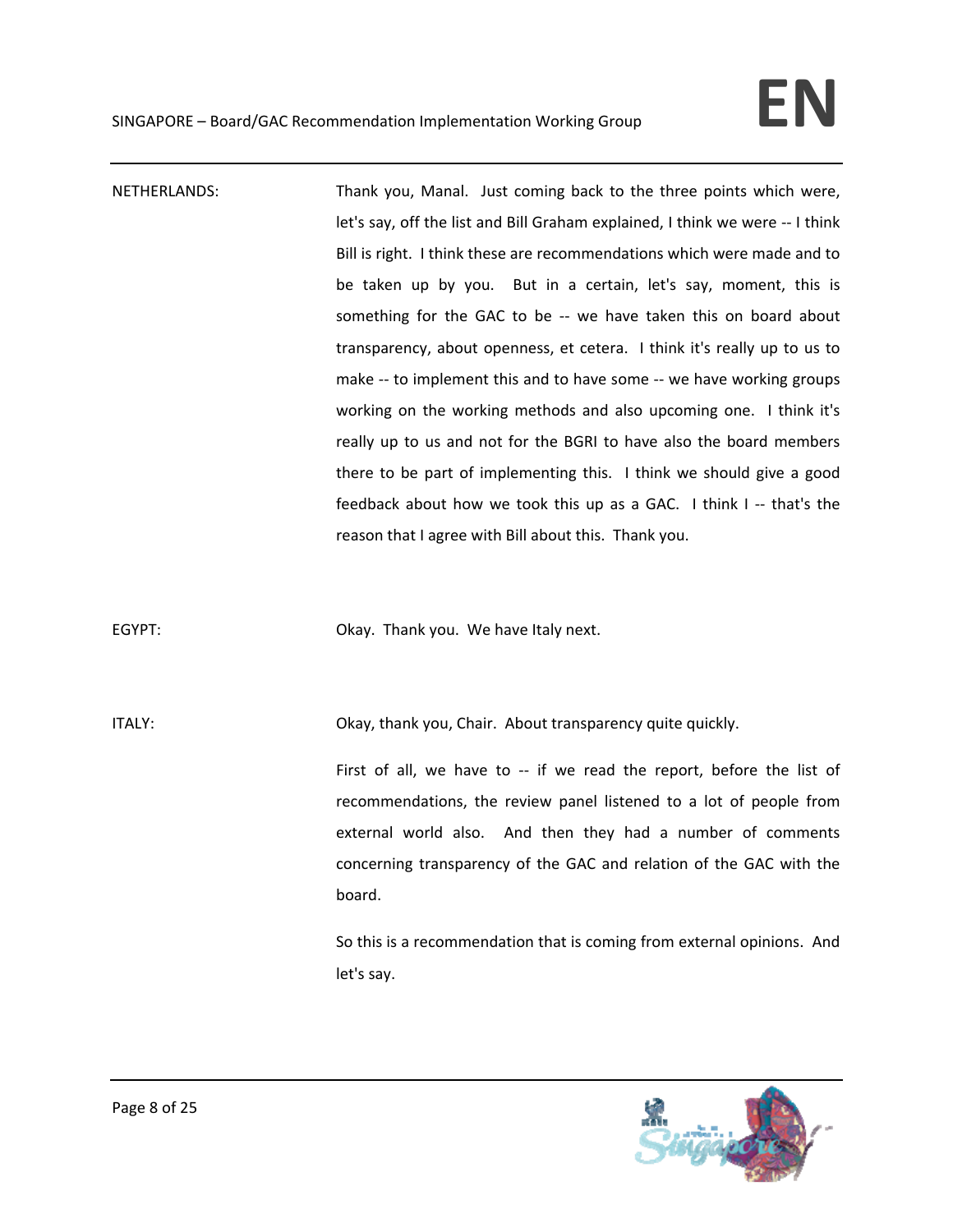NETHERLANDS: Thank you, Manal. Just coming back to the three points which were, let's say, off the list and Bill Graham explained, I think we were -- I think Bill is right. I think these are recommendations which were made and to be taken up by you. But in a certain, let's say, moment, this is something for the GAC to be -- we have taken this on board about transparency, about openness, et cetera. I think it's really up to us to make -- to implement this and to have some -- we have working groups working on the working methods and also upcoming one. I think it's really up to us and not for the BGRI to have also the board members there to be part of implementing this. I think we should give a good feedback about how we took this up as a GAC. I think I -- that's the reason that I agree with Bill about this. Thank you.

EGYPT: Okay. Thank you. We have Italy next.

ITALY: Okay, thank you, Chair. About transparency quite quickly.

First of all, we have to -- if we read the report, before the list of recommendations, the review panel listened to a lot of people from external world also. And then they had a number of comments concerning transparency of the GAC and relation of the GAC with the board.

So this is a recommendation that is coming from external opinions. And let's say.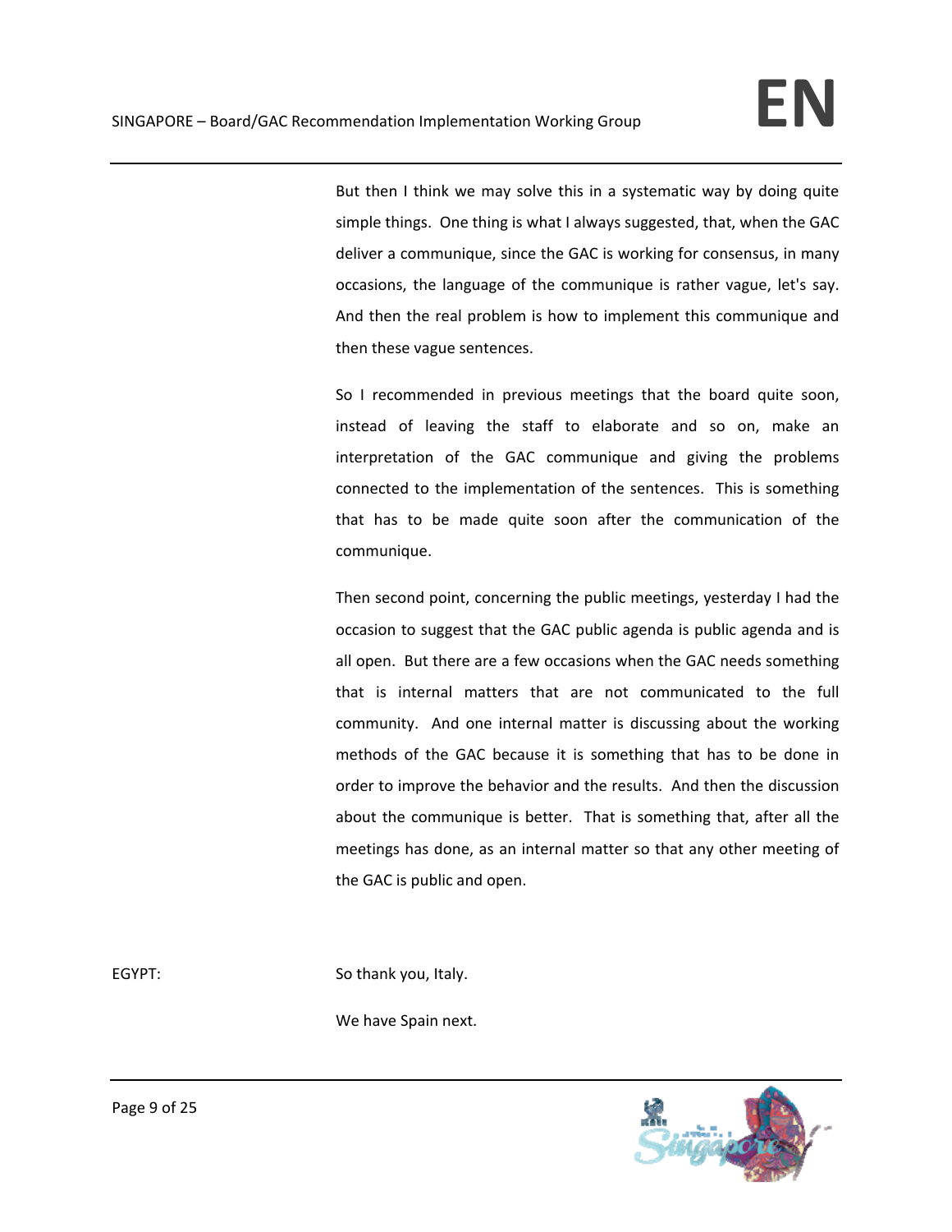But then I think we may solve this in a systematic way by doing quite simple things. One thing is what I always suggested, that, when the GAC deliver a communique, since the GAC is working for consensus, in many occasions, the language of the communique is rather vague, let's say. And then the real problem is how to implement this communique and then these vague sentences.

So I recommended in previous meetings that the board quite soon, instead of leaving the staff to elaborate and so on, make an interpretation of the GAC communique and giving the problems connected to the implementation of the sentences. This is something that has to be made quite soon after the communication of the communique.

Then second point, concerning the public meetings, yesterday I had the occasion to suggest that the GAC public agenda is public agenda and is all open. But there are a few occasions when the GAC needs something that is internal matters that are not communicated to the full community. And one internal matter is discussing about the working methods of the GAC because it is something that has to be done in order to improve the behavior and the results. And then the discussion about the communique is better. That is something that, after all the meetings has done, as an internal matter so that any other meeting of the GAC is public and open.

EGYPT: So thank you, Italy.

We have Spain next.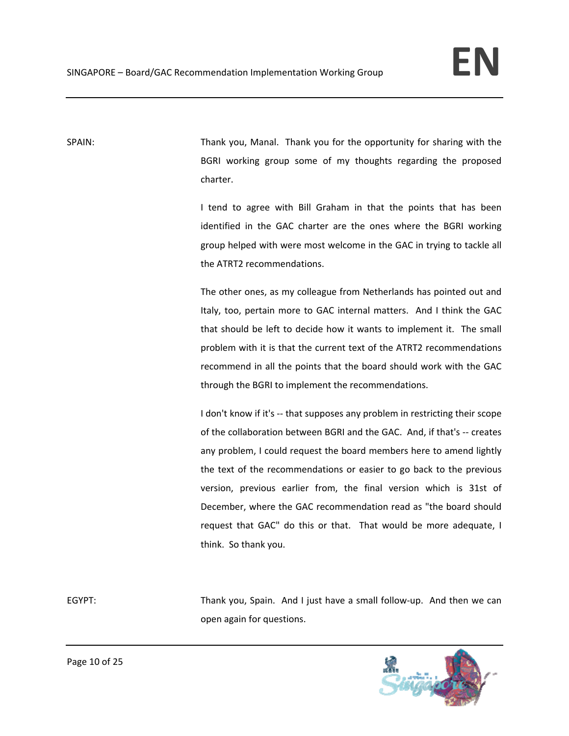SPAIN: Thank you, Manal. Thank you for the opportunity for sharing with the BGRI working group some of my thoughts regarding the proposed charter.

I tend to agree with Bill Graham in that the points that has been identified in the GAC charter are the ones where the BGRI working group helped with were most welcome in the GAC in trying to tackle all the ATRT2 recommendations.

The other ones, as my colleague from Netherlands has pointed out and Italy, too, pertain more to GAC internal matters. And I think the GAC that should be left to decide how it wants to implement it. The small problem with it is that the current text of the ATRT2 recommendations recommend in all the points that the board should work with the GAC through the BGRI to implement the recommendations.

I don't know if it's -- that supposes any problem in restricting their scope of the collaboration between BGRI and the GAC. And, if that's -- creates any problem, I could request the board members here to amend lightly the text of the recommendations or easier to go back to the previous version, previous earlier from, the final version which is 31st of December, where the GAC recommendation read as "the board should request that GAC" do this or that. That would be more adequate, I think. So thank you.

EGYPT: Thank you, Spain. And I just have a small follow-up. And then we can open again for questions.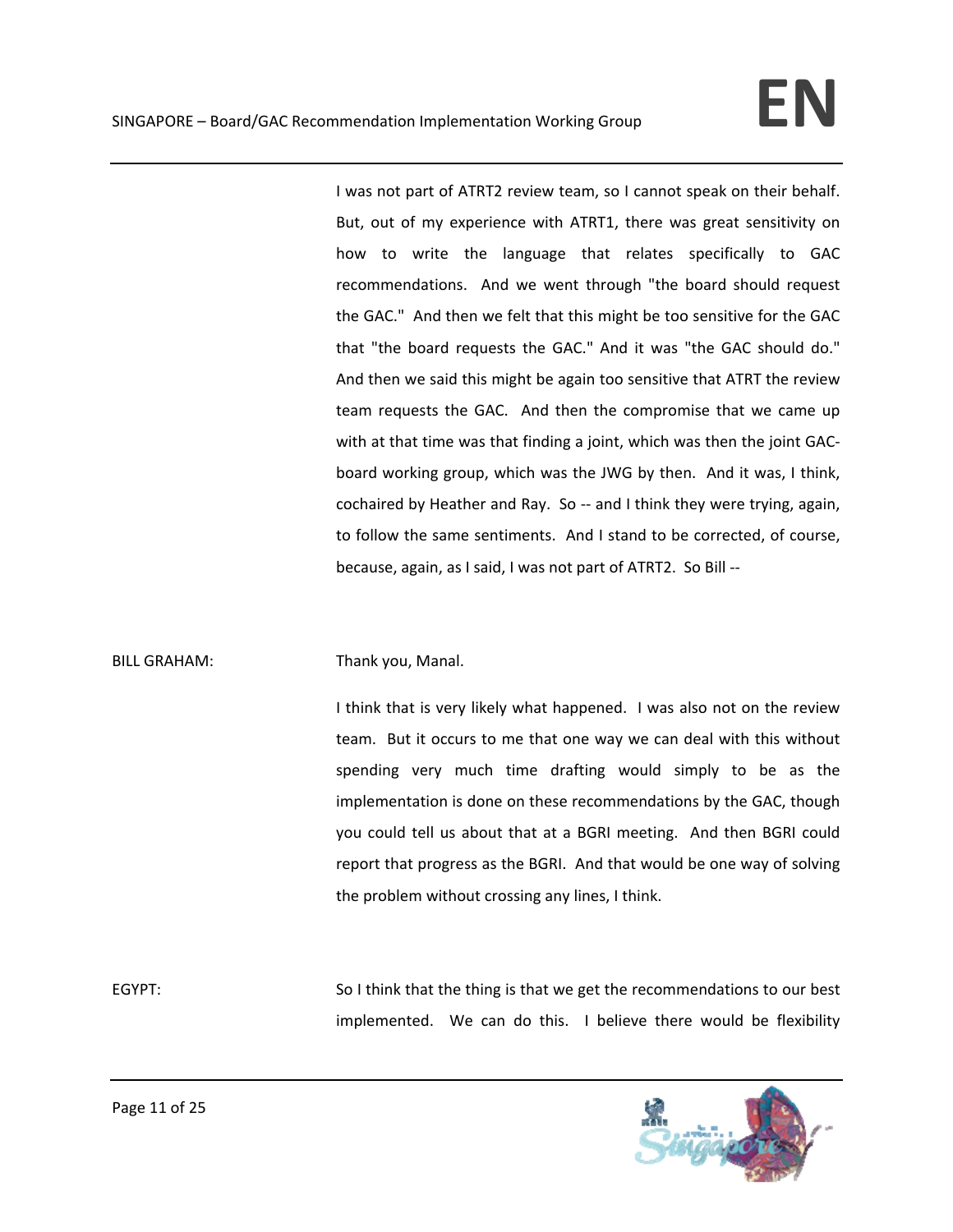I was not part of ATRT2 review team, so I cannot speak on their behalf. But, out of my experience with ATRT1, there was great sensitivity on how to write the language that relates specifically to GAC recommendations. And we went through "the board should request the GAC." And then we felt that this might be too sensitive for the GAC that "the board requests the GAC." And it was "the GAC should do." And then we said this might be again too sensitive that ATRT the review team requests the GAC. And then the compromise that we came up with at that time was that finding a joint, which was then the joint GAC-board working group, which was the JWG by then. And it was, I think, cochaired by Heather and Ray. So -- and I think they were trying, again, to follow the same sentiments. And I stand to be corrected, of course, because, again, as I said, I was not part of ATRT2. So Bill --

BILL GRAHAM: Thank you, Manal.

I think that is very likely what happened. I was also not on the review team. But it occurs to me that one way we can deal with this without spending very much time drafting would simply to be as the implementation is done on these recommendations by the GAC, though you could tell us about that at a BGRI meeting. And then BGRI could report that progress as the BGRI. And that would be one way of solving the problem without crossing any lines, I think.

EGYPT: So I think that the thing is that we get the recommendations to our best implemented. We can do this. I believe there would be flexibility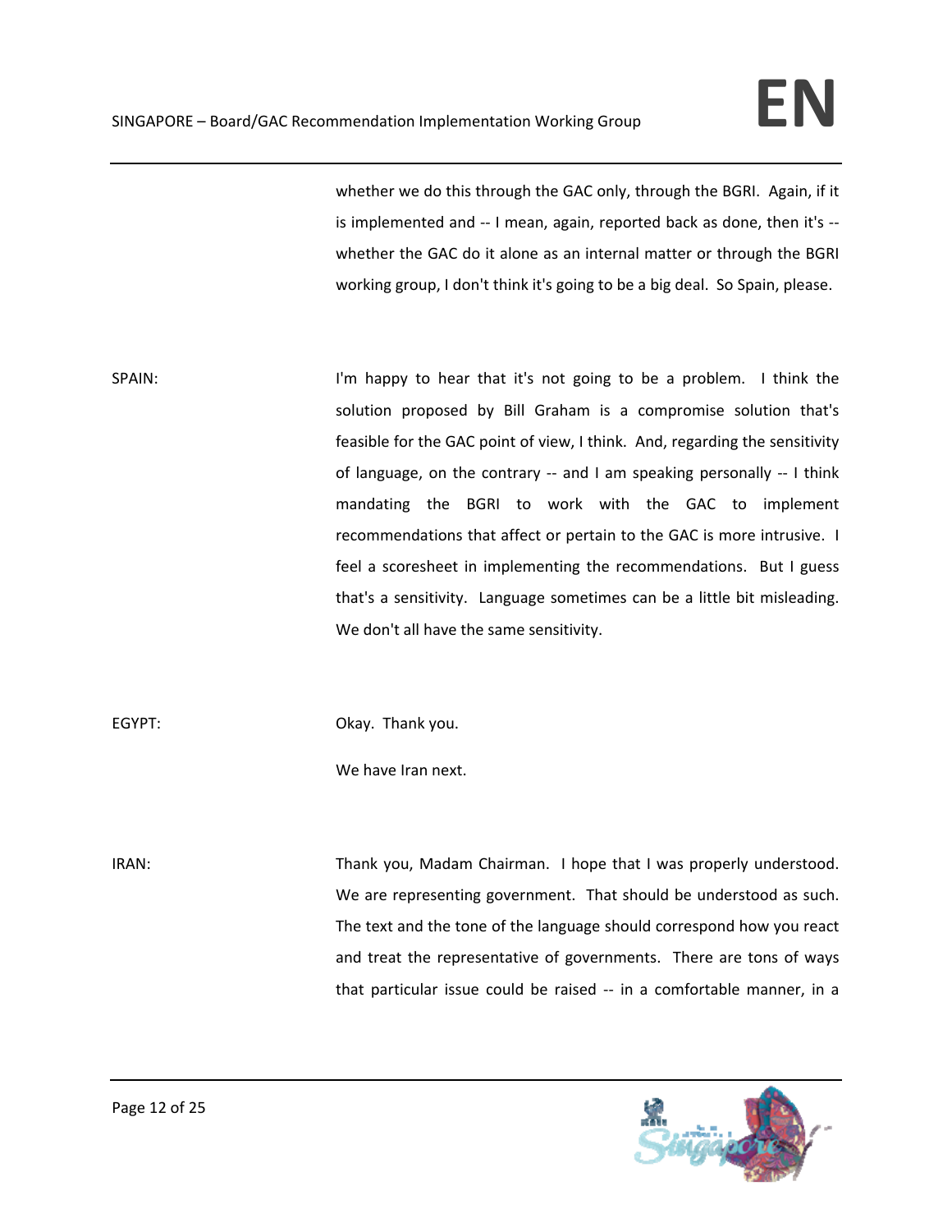whether we do this through the GAC only, through the BGRI. Again, if it is implemented and -- I mean, again, reported back as done, then it's -- whether the GAC do it alone as an internal matter or through the BGRI working group, I don't think it's going to be a big deal. So Spain, please.

SPAIN: I'm happy to hear that it's not going to be a problem. I think the solution proposed by Bill Graham is a compromise solution that's feasible for the GAC point of view, I think. And, regarding the sensitivity of language, on the contrary -- and I am speaking personally -- I think mandating the BGRI to work with the GAC to implement recommendations that affect or pertain to the GAC is more intrusive. I feel a scoresheet in implementing the recommendations. But I guess that's a sensitivity. Language sometimes can be a little bit misleading. We don't all have the same sensitivity.

EGYPT: Okay. Thank you.

We have Iran next.

IRAN: Thank you, Madam Chairman. I hope that I was properly understood. We are representing government. That should be understood as such. The text and the tone of the language should correspond how you react and treat the representative of governments. There are tons of ways that particular issue could be raised -- in a comfortable manner, in a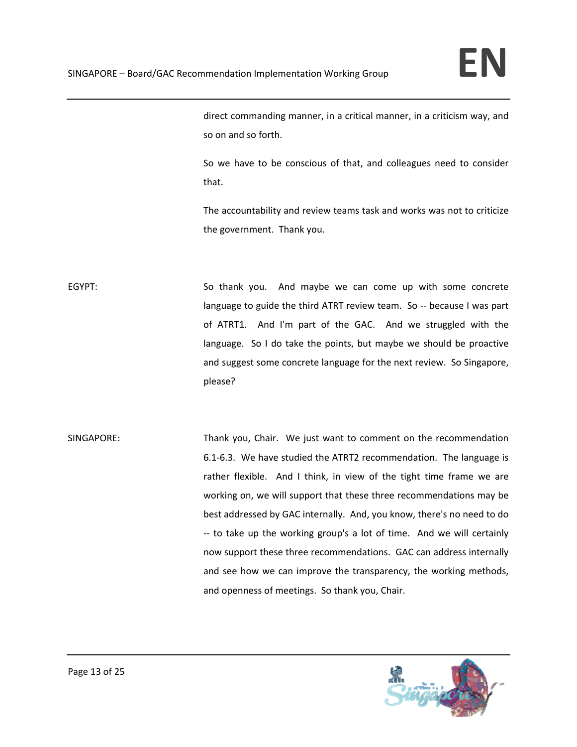direct commanding manner, in a critical manner, in a criticism way, and so on and so forth.

So we have to be conscious of that, and colleagues need to consider that.

The accountability and review teams task and works was not to criticize the government. Thank you.

EGYPT: So thank you. And maybe we can come up with some concrete language to guide the third ATRT review team. So -- because I was part of ATRT1. And I'm part of the GAC. And we struggled with the language. So I do take the points, but maybe we should be proactive and suggest some concrete language for the next review. So Singapore, please?

SINGAPORE: Thank you, Chair. We just want to comment on the recommendation 6.1-6.3. We have studied the ATRT2 recommendation. The language is rather flexible. And I think, in view of the tight time frame we are working on, we will support that these three recommendations may be best addressed by GAC internally. And, you know, there's no need to do -- to take up the working group's a lot of time. And we will certainly now support these three recommendations. GAC can address internally and see how we can improve the transparency, the working methods, and openness of meetings. So thank you, Chair.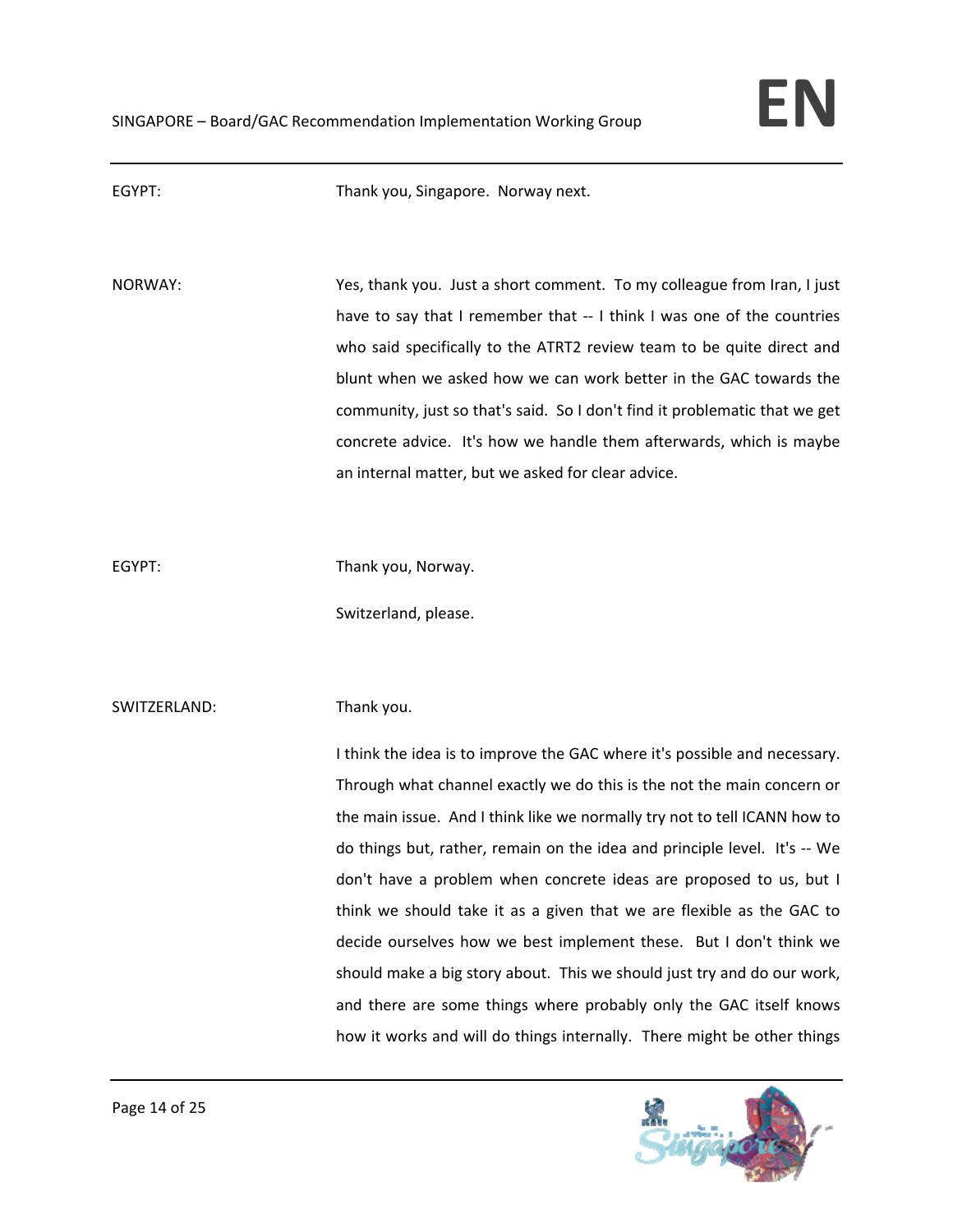EGYPT: Thank you, Singapore. Norway next.

NORWAY: Yes, thank you. Just a short comment. To my colleague from Iran, I just have to say that I remember that -- I think I was one of the countries who said specifically to the ATRT2 review team to be quite direct and blunt when we asked how we can work better in the GAC towards the community, just so that's said. So I don't find it problematic that we get concrete advice. It's how we handle them afterwards, which is maybe an internal matter, but we asked for clear advice.

EGYPT: Thank you, Norway.

Switzerland, please.

SWITZERLAND: Thank you.

I think the idea is to improve the GAC where it's possible and necessary. Through what channel exactly we do this is the not the main concern or the main issue. And I think like we normally try not to tell ICANN how to do things but, rather, remain on the idea and principle level. It's -- We don't have a problem when concrete ideas are proposed to us, but I think we should take it as a given that we are flexible as the GAC to decide ourselves how we best implement these. But I don't think we should make a big story about. This we should just try and do our work, and there are some things where probably only the GAC itself knows how it works and will do things internally. There might be other things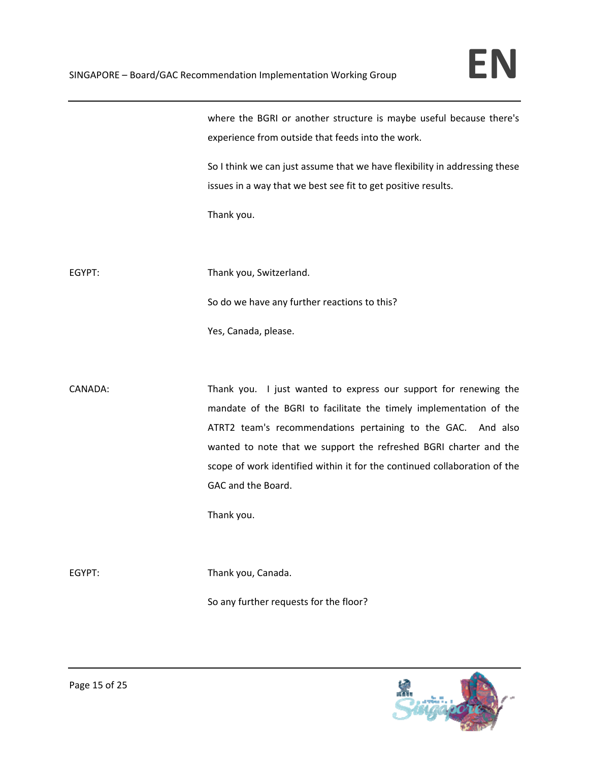where the BGRI or another structure is maybe useful because there's experience from outside that feeds into the work.

So I think we can just assume that we have flexibility in addressing these issues in a way that we best see fit to get positive results.

Thank you.

EGYPT: Thank you, Switzerland.

So do we have any further reactions to this?

Yes, Canada, please.

CANADA: Thank you. I just wanted to express our support for renewing the mandate of the BGRI to facilitate the timely implementation of the ATRT2 team's recommendations pertaining to the GAC. And also wanted to note that we support the refreshed BGRI charter and the scope of work identified within it for the continued collaboration of the GAC and the Board.

Thank you.

EGYPT: Thank you, Canada.

So any further requests for the floor?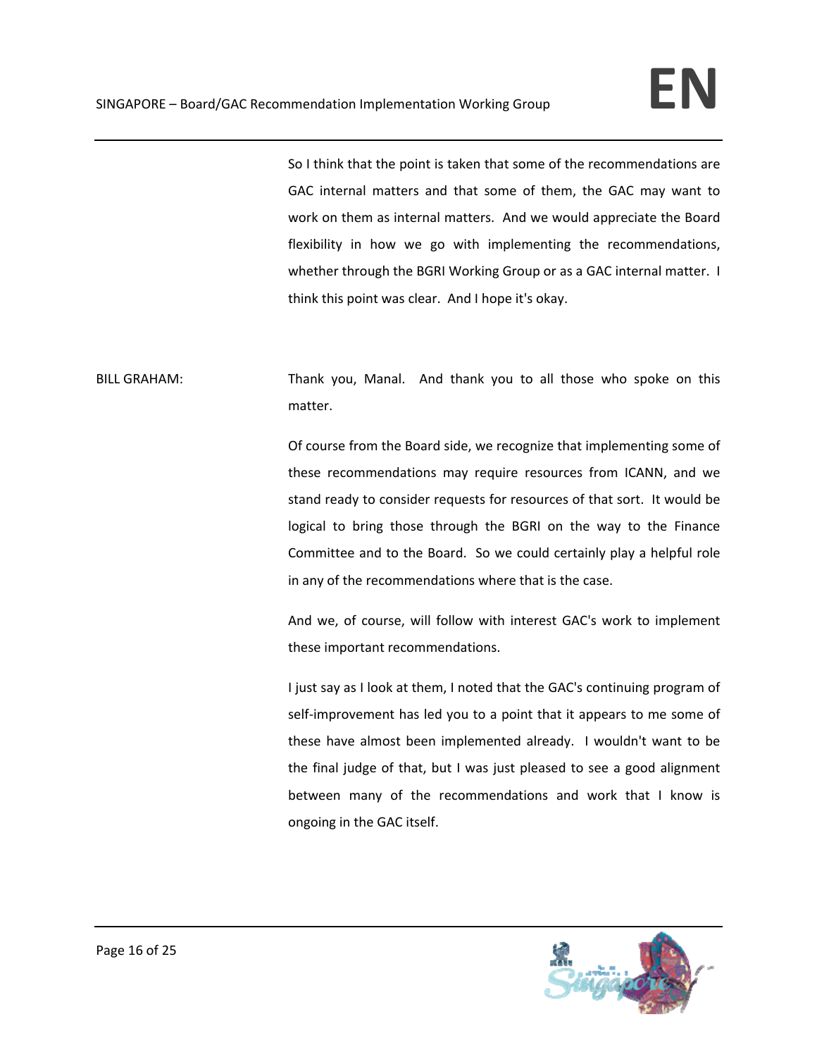So I think that the point is taken that some of the recommendations are GAC internal matters and that some of them, the GAC may want to work on them as internal matters. And we would appreciate the Board flexibility in how we go with implementing the recommendations, whether through the BGRI Working Group or as a GAC internal matter. I think this point was clear. And I hope it's okay.

BILL GRAHAM: Thank you, Manal. And thank you to all those who spoke on this matter.

Of course from the Board side, we recognize that implementing some of these recommendations may require resources from ICANN, and we stand ready to consider requests for resources of that sort. It would be logical to bring those through the BGRI on the way to the Finance Committee and to the Board. So we could certainly play a helpful role in any of the recommendations where that is the case.

And we, of course, will follow with interest GAC's work to implement these important recommendations.

I just say as I look at them, I noted that the GAC's continuing program of self-improvement has led you to a point that it appears to me some of these have almost been implemented already. I wouldn't want to be the final judge of that, but I was just pleased to see a good alignment between many of the recommendations and work that I know is ongoing in the GAC itself.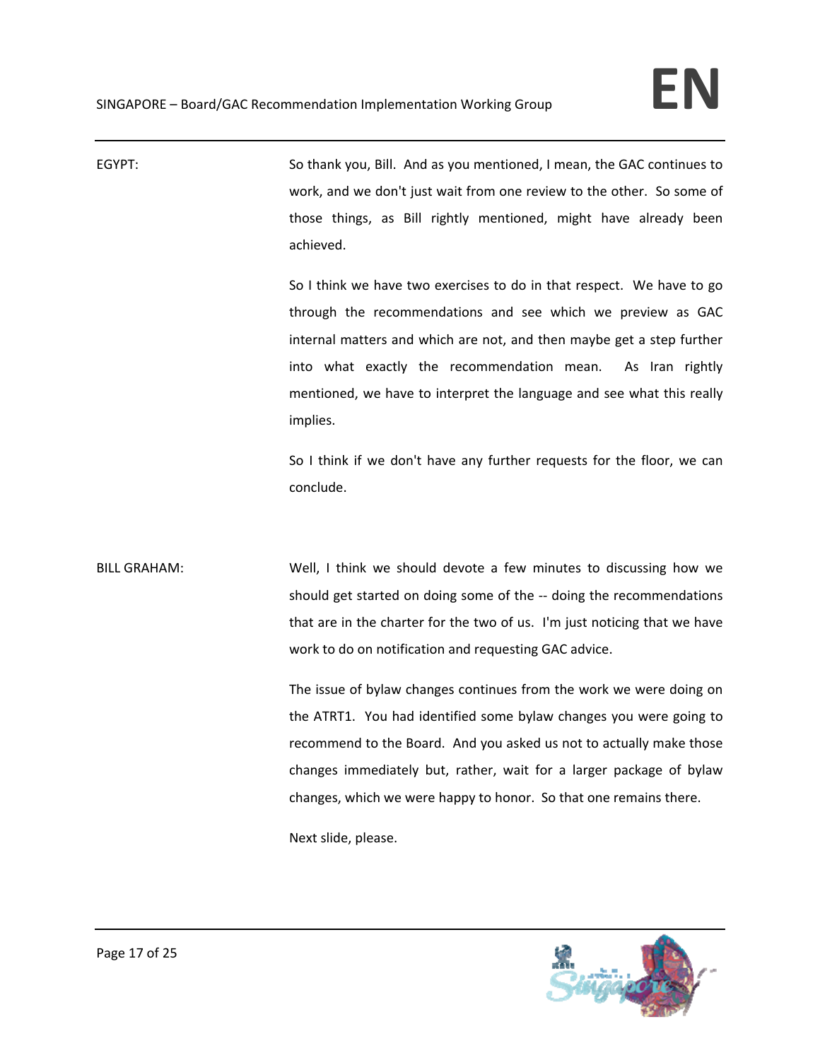EGYPT: So thank you, Bill. And as you mentioned, I mean, the GAC continues to work, and we don't just wait from one review to the other. So some of those things, as Bill rightly mentioned, might have already been achieved.

So I think we have two exercises to do in that respect. We have to go through the recommendations and see which we preview as GAC internal matters and which are not, and then maybe get a step further into what exactly the recommendation mean. As Iran rightly mentioned, we have to interpret the language and see what this really implies.

So I think if we don't have any further requests for the floor, we can conclude.

BILL GRAHAM: Well, I think we should devote a few minutes to discussing how we should get started on doing some of the -- doing the recommendations that are in the charter for the two of us. I'm just noticing that we have work to do on notification and requesting GAC advice.

The issue of bylaw changes continues from the work we were doing on the ATRT1. You had identified some bylaw changes you were going to recommend to the Board. And you asked us not to actually make those changes immediately but, rather, wait for a larger package of bylaw changes, which we were happy to honor. So that one remains there.

Next slide, please.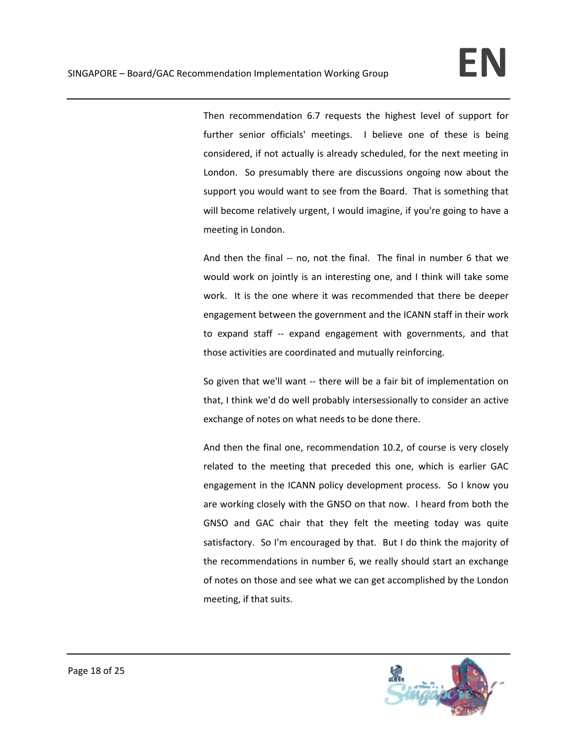Then recommendation 6.7 requests the highest level of support for further senior officials' meetings. I believe one of these is being considered, if not actually is already scheduled, for the next meeting in London. So presumably there are discussions ongoing now about the support you would want to see from the Board. That is something that will become relatively urgent, I would imagine, if you're going to have a meeting in London.

And then the final -- no, not the final. The final in number 6 that we would work on jointly is an interesting one, and I think will take some work. It is the one where it was recommended that there be deeper engagement between the government and the ICANN staff in their work to expand staff -- expand engagement with governments, and that those activities are coordinated and mutually reinforcing.

So given that we'll want -- there will be a fair bit of implementation on that, I think we'd do well probably intersessionally to consider an active exchange of notes on what needs to be done there.

And then the final one, recommendation 10.2, of course is very closely related to the meeting that preceded this one, which is earlier GAC engagement in the ICANN policy development process. So I know you are working closely with the GNSO on that now. I heard from both the GNSO and GAC chair that they felt the meeting today was quite satisfactory. So I'm encouraged by that. But I do think the majority of the recommendations in number 6, we really should start an exchange of notes on those and see what we can get accomplished by the London meeting, if that suits.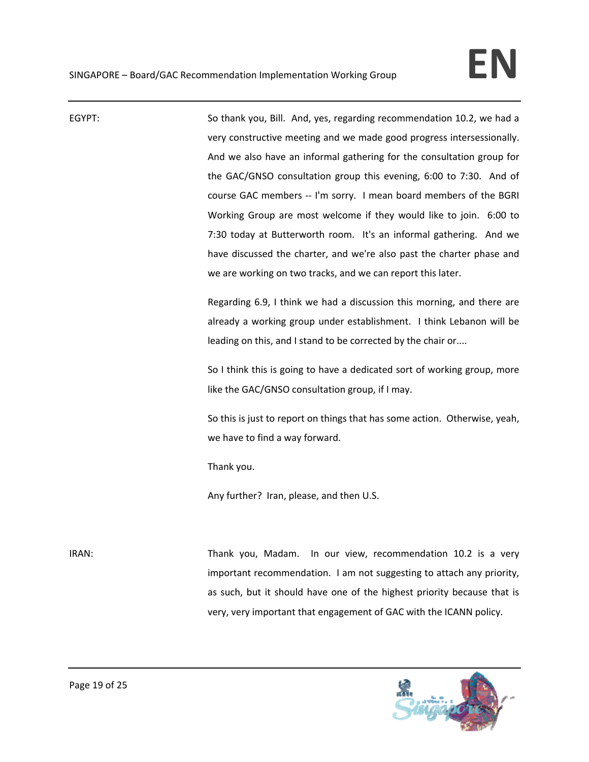EGYPT: So thank you, Bill. And, yes, regarding recommendation 10.2, we had a very constructive meeting and we made good progress intersessionally. And we also have an informal gathering for the consultation group for the GAC/GNSO consultation group this evening, 6:00 to 7:30. And of course GAC members -- I'm sorry. I mean board members of the BGRI Working Group are most welcome if they would like to join. 6:00 to 7:30 today at Butterworth room. It's an informal gathering. And we have discussed the charter, and we're also past the charter phase and we are working on two tracks, and we can report this later.

Regarding 6.9, I think we had a discussion this morning, and there are already a working group under establishment. I think Lebanon will be leading on this, and I stand to be corrected by the chair or....

So I think this is going to have a dedicated sort of working group, more like the GAC/GNSO consultation group, if I may.

So this is just to report on things that has some action. Otherwise, yeah, we have to find a way forward.

Thank you.

Any further? Iran, please, and then U.S.

IRAN: Thank you, Madam. In our view, recommendation 10.2 is a very important recommendation. I am not suggesting to attach any priority, as such, but it should have one of the highest priority because that is very, very important that engagement of GAC with the ICANN policy.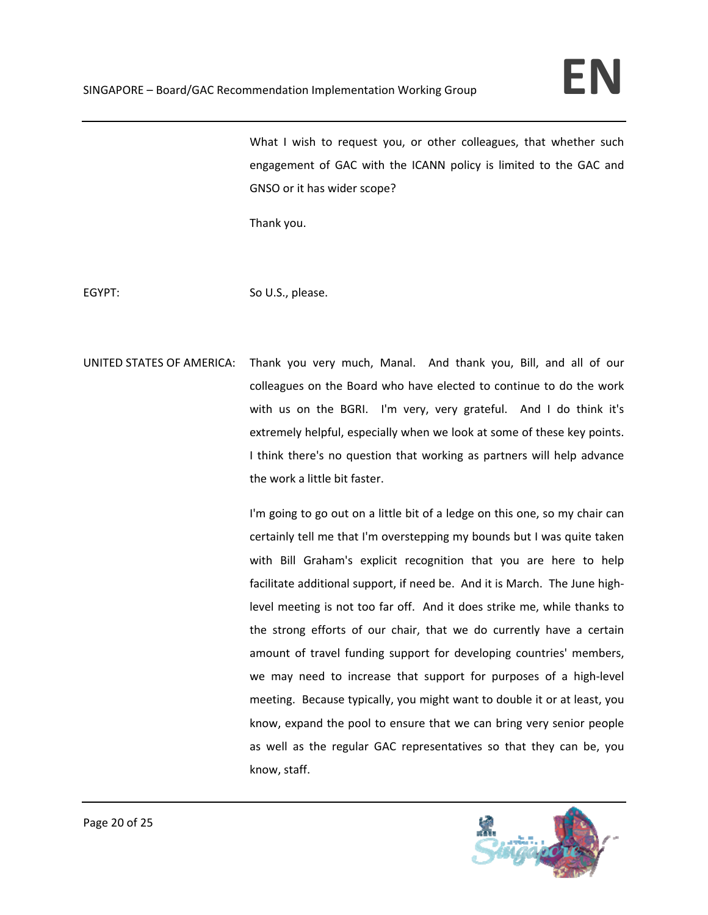What I wish to request you, or other colleagues, that whether such engagement of GAC with the ICANN policy is limited to the GAC and GNSO or it has wider scope?

Thank you.

EGYPT: So U.S., please.

UNITED STATES OF AMERICA: Thank you very much, Manal. And thank you, Bill, and all of our colleagues on the Board who have elected to continue to do the work with us on the BGRI. I'm very, very grateful. And I do think it's extremely helpful, especially when we look at some of these key points. I think there's no question that working as partners will help advance the work a little bit faster.

I'm going to go out on a little bit of a ledge on this one, so my chair can certainly tell me that I'm overstepping my bounds but I was quite taken with Bill Graham's explicit recognition that you are here to help facilitate additional support, if need be. And it is March. The June high-level meeting is not too far off. And it does strike me, while thanks to the strong efforts of our chair, that we do currently have a certain amount of travel funding support for developing countries' members, we may need to increase that support for purposes of a high-level meeting. Because typically, you might want to double it or at least, you know, expand the pool to ensure that we can bring very senior people as well as the regular GAC representatives so that they can be, you know, staff.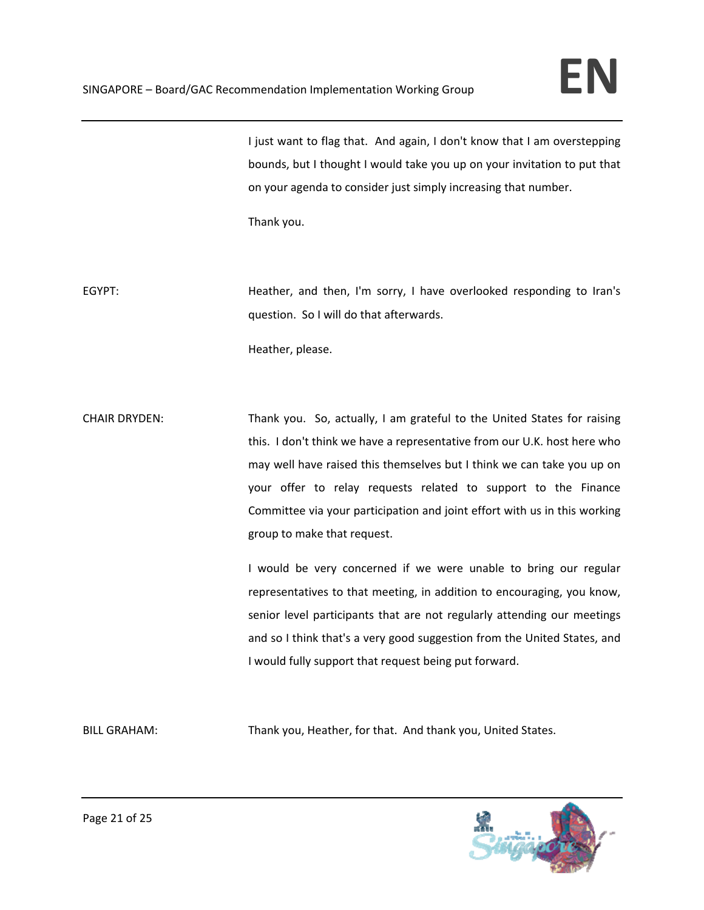I just want to flag that. And again, I don't know that I am overstepping bounds, but I thought I would take you up on your invitation to put that on your agenda to consider just simply increasing that number.

Thank you.

EGYPT: Heather, and then, I'm sorry, I have overlooked responding to Iran's question. So I will do that afterwards.

Heather, please.

CHAIR DRYDEN: Thank you. So, actually, I am grateful to the United States for raising this. I don't think we have a representative from our U.K. host here who may well have raised this themselves but I think we can take you up on your offer to relay requests related to support to the Finance Committee via your participation and joint effort with us in this working group to make that request.

I would be very concerned if we were unable to bring our regular representatives to that meeting, in addition to encouraging, you know, senior level participants that are not regularly attending our meetings and so I think that's a very good suggestion from the United States, and I would fully support that request being put forward.

BILL GRAHAM: Thank you, Heather, for that. And thank you, United States.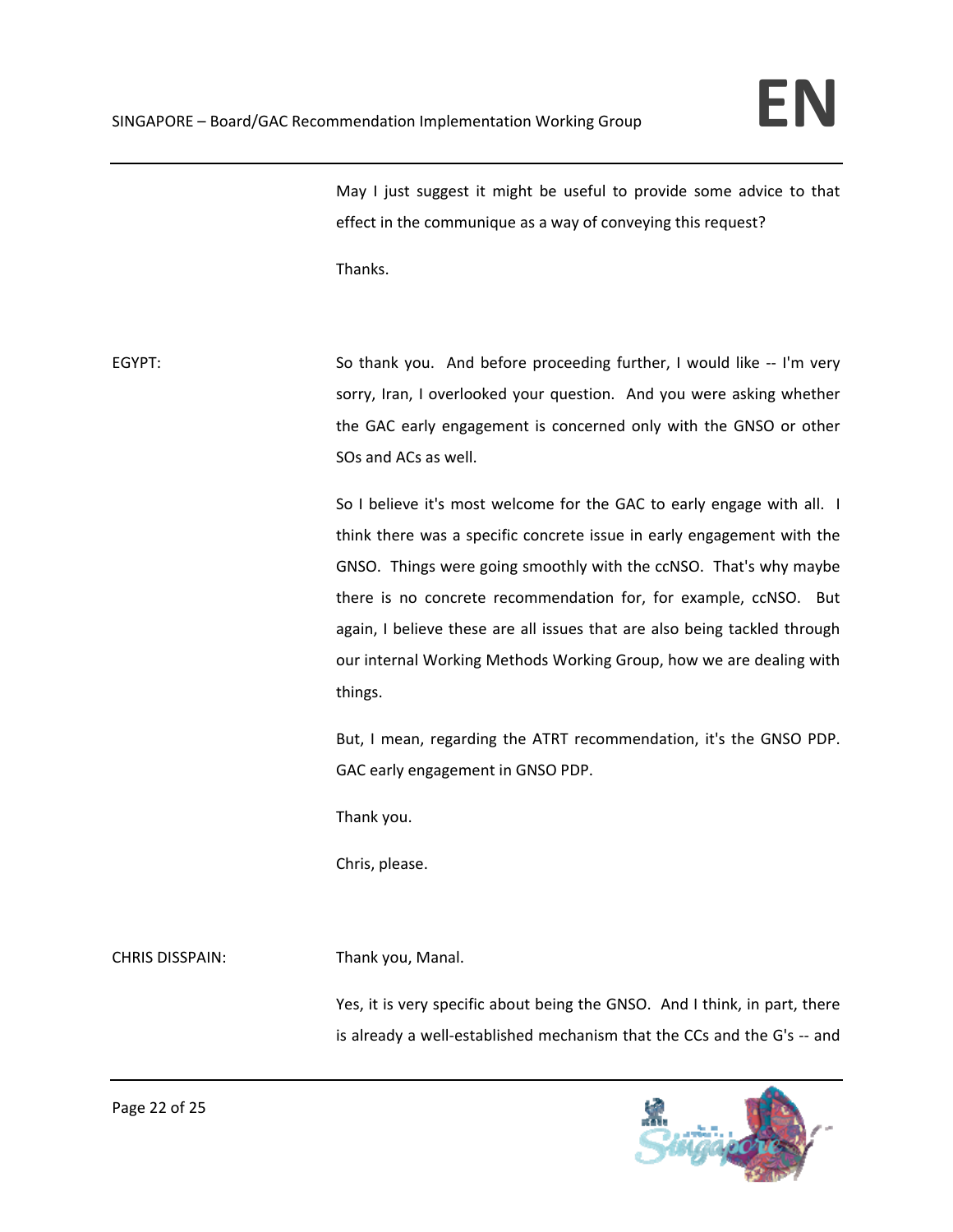May I just suggest it might be useful to provide some advice to that effect in the communique as a way of conveying this request?

Thanks.

EGYPT: So thank you. And before proceeding further, I would like -- I'm very sorry, Iran, I overlooked your question. And you were asking whether the GAC early engagement is concerned only with the GNSO or other SOs and ACs as well.

So I believe it's most welcome for the GAC to early engage with all. I think there was a specific concrete issue in early engagement with the GNSO. Things were going smoothly with the ccNSO. That's why maybe there is no concrete recommendation for, for example, ccNSO. But again, I believe these are all issues that are also being tackled through our internal Working Methods Working Group, how we are dealing with things.

But, I mean, regarding the ATRT recommendation, it's the GNSO PDP. GAC early engagement in GNSO PDP.

Thank you.

Chris, please.

CHRIS DISSPAIN: Thank you, Manal.

Yes, it is very specific about being the GNSO. And I think, in part, there is already a well-established mechanism that the CCs and the G's -- and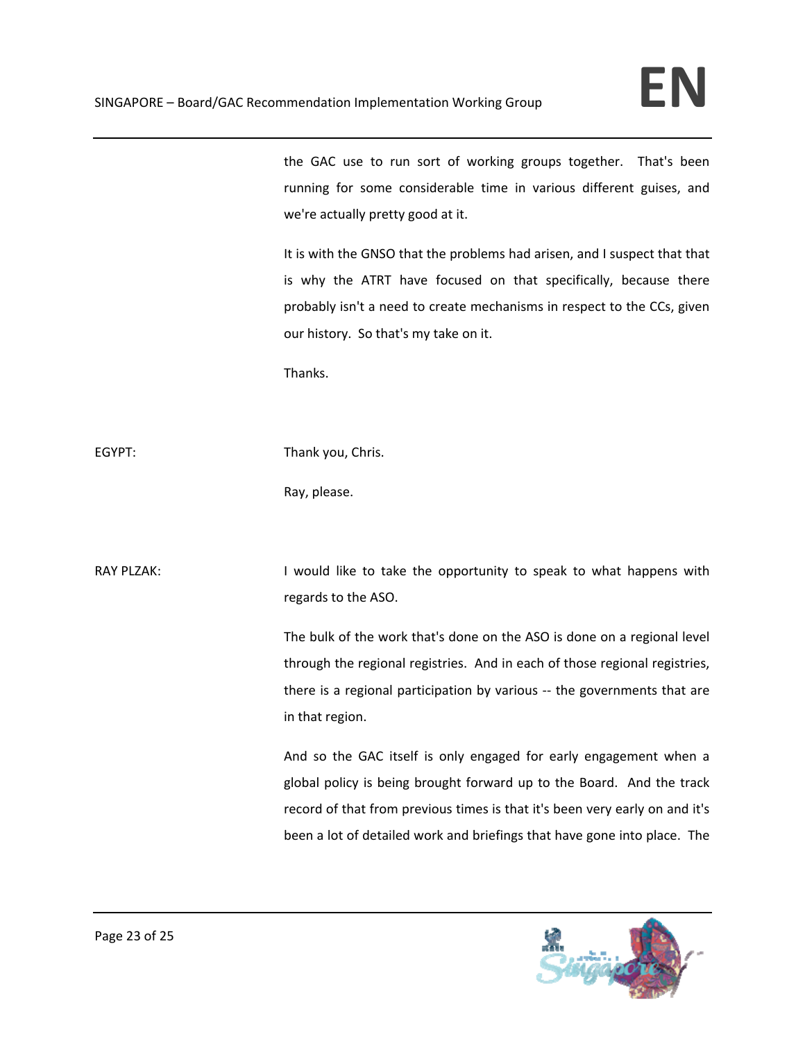the GAC use to run sort of working groups together. That's been running for some considerable time in various different guises, and we're actually pretty good at it.

It is with the GNSO that the problems had arisen, and I suspect that that is why the ATRT have focused on that specifically, because there probably isn't a need to create mechanisms in respect to the CCs, given our history. So that's my take on it.

Thanks.

EGYPT: Thank you, Chris.

Ray, please.

RAY PLZAK: I would like to take the opportunity to speak to what happens with regards to the ASO.

The bulk of the work that's done on the ASO is done on a regional level through the regional registries. And in each of those regional registries, there is a regional participation by various -- the governments that are in that region.

And so the GAC itself is only engaged for early engagement when a global policy is being brought forward up to the Board. And the track record of that from previous times is that it's been very early on and it's been a lot of detailed work and briefings that have gone into place. The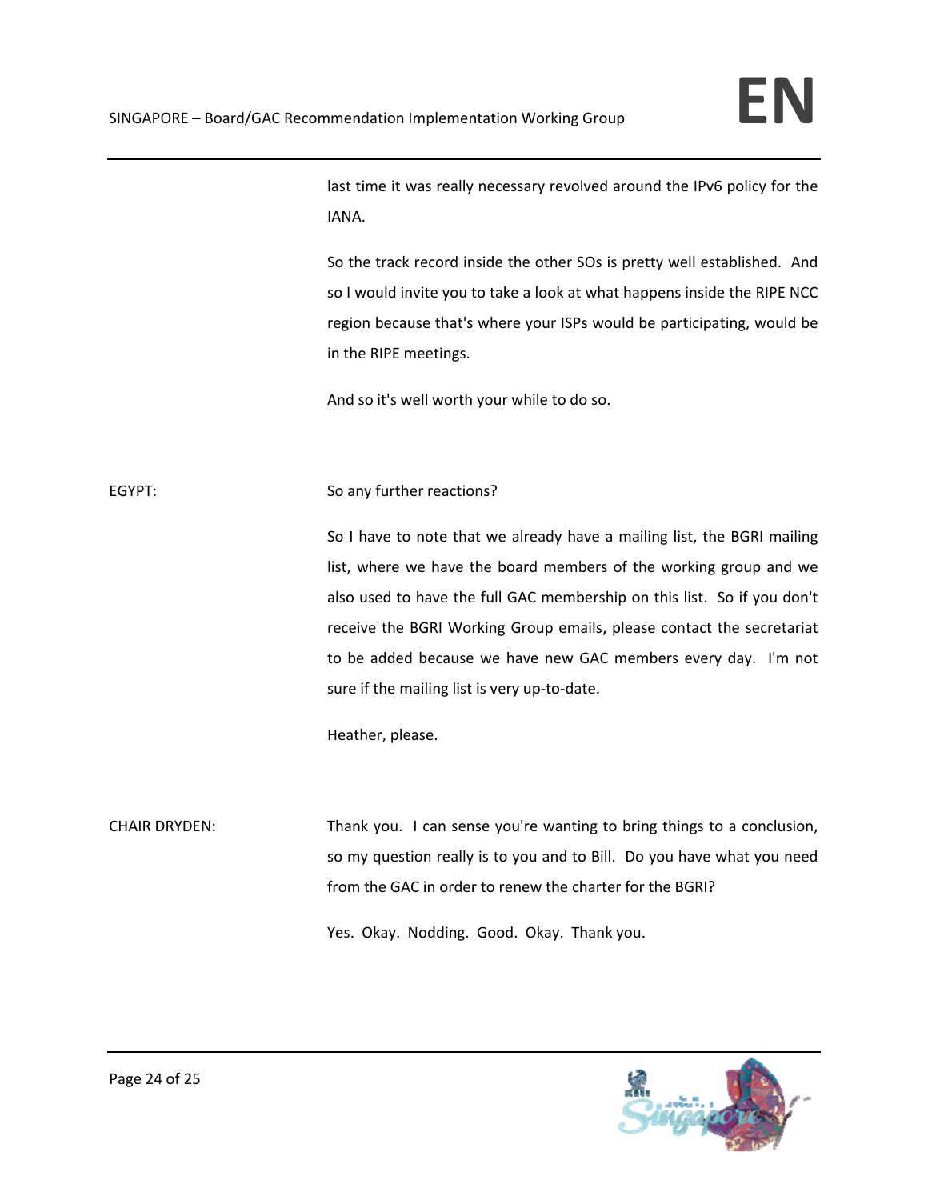last time it was really necessary revolved around the IPv6 policy for the IANA.

So the track record inside the other SOs is pretty well established. And so I would invite you to take a look at what happens inside the RIPE NCC region because that's where your ISPs would be participating, would be in the RIPE meetings.

And so it's well worth your while to do so.

EGYPT: So any further reactions?

So I have to note that we already have a mailing list, the BGRI mailing list, where we have the board members of the working group and we also used to have the full GAC membership on this list. So if you don't receive the BGRI Working Group emails, please contact the secretariat to be added because we have new GAC members every day. I'm not sure if the mailing list is very up-to-date.

Heather, please.

CHAIR DRYDEN: Thank you. I can sense you're wanting to bring things to a conclusion, so my question really is to you and to Bill. Do you have what you need from the GAC in order to renew the charter for the BGRI?

Yes. Okay. Nodding. Good. Okay. Thank you.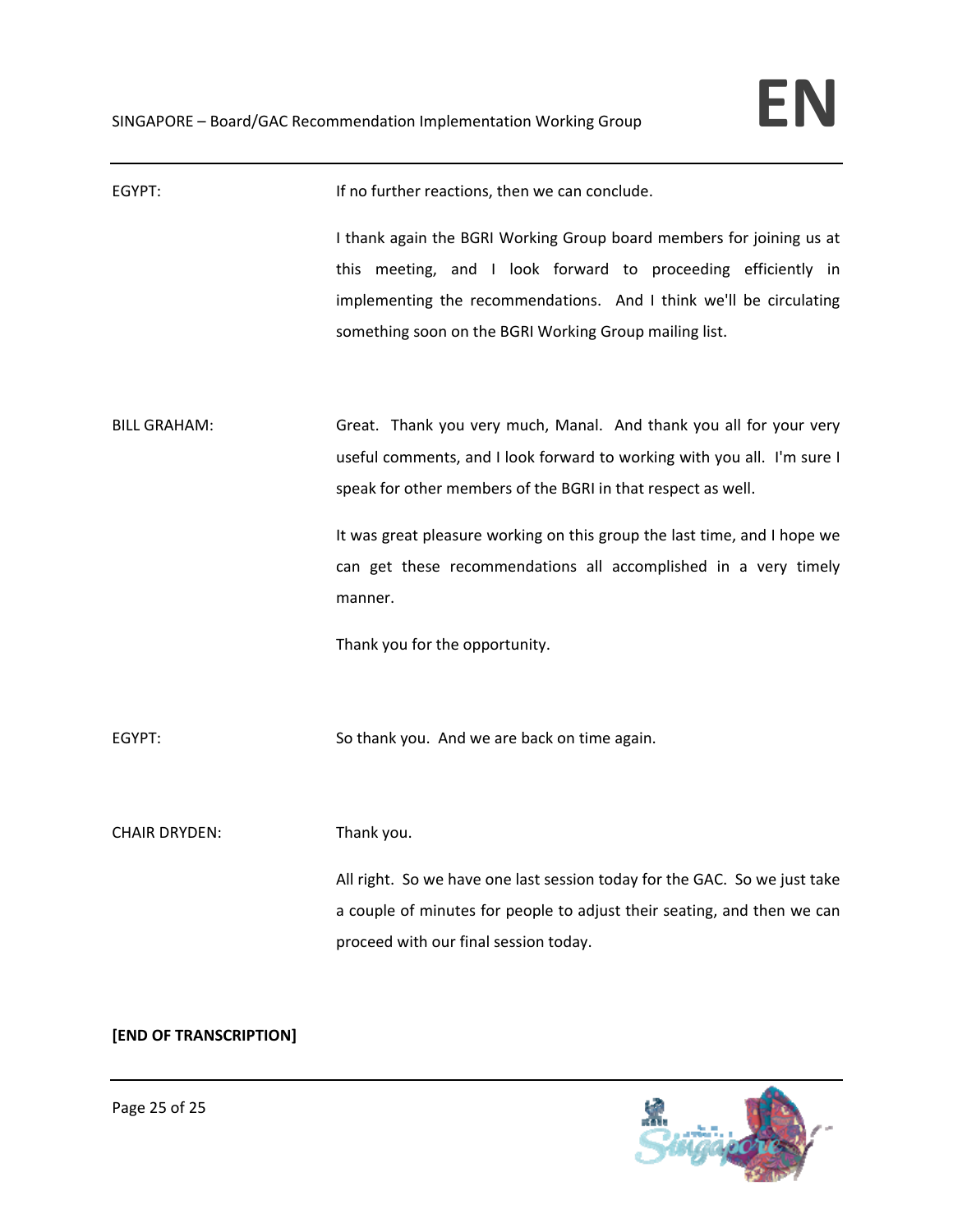EGYPT: If no further reactions, then we can conclude.

I thank again the BGRI Working Group board members for joining us at this meeting, and I look forward to proceeding efficiently in implementing the recommendations. And I think we'll be circulating something soon on the BGRI Working Group mailing list.

BILL GRAHAM: Great. Thank you very much, Manal. And thank you all for your very useful comments, and I look forward to working with you all. I'm sure I speak for other members of the BGRI in that respect as well.

It was great pleasure working on this group the last time, and I hope we can get these recommendations all accomplished in a very timely manner.

Thank you for the opportunity.

EGYPT: So thank you. And we are back on time again.

CHAIR DRYDEN: Thank you.

All right. So we have one last session today for the GAC. So we just take a couple of minutes for people to adjust their seating, and then we can proceed with our final session today.

**[END OF TRANSCRIPTION]**